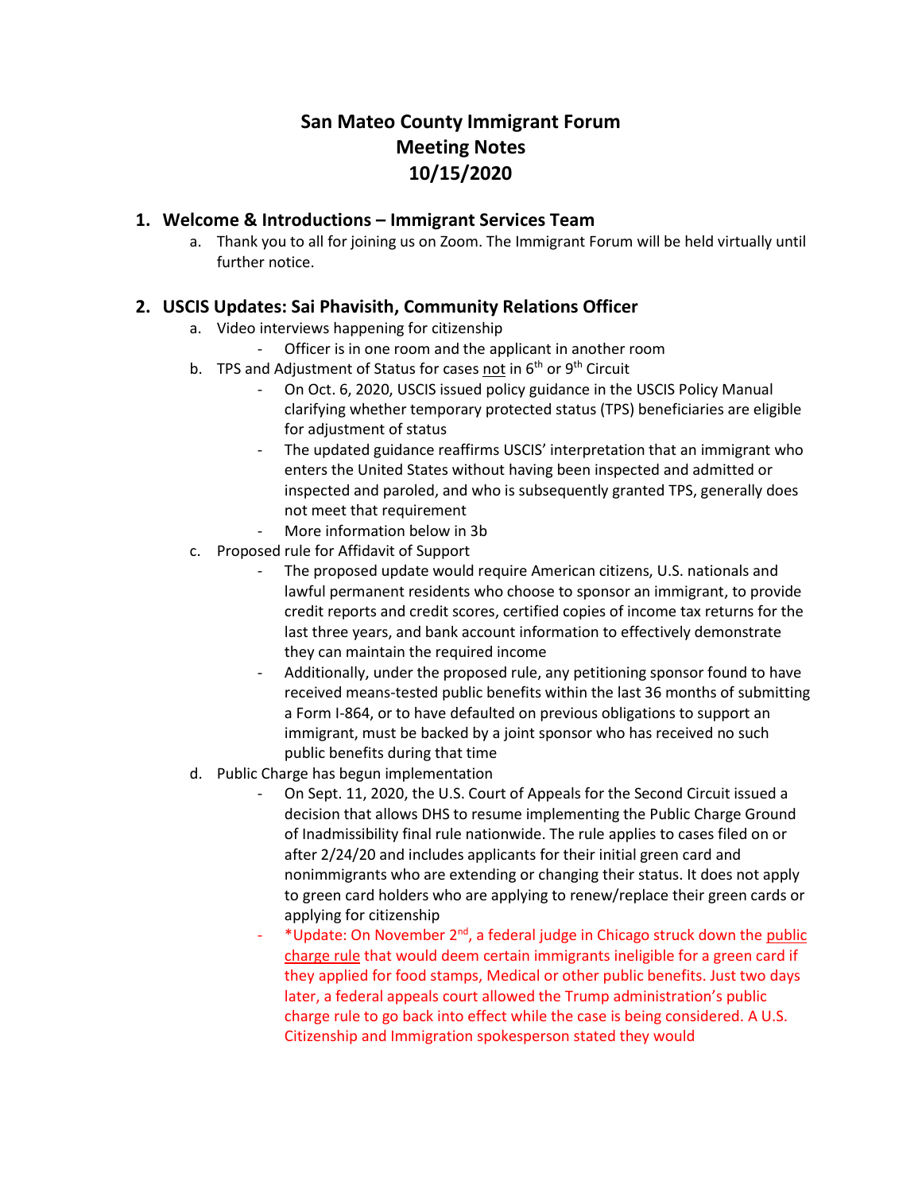# San Mateo County Immigrant Forum
# Meeting Notes
# 10/15/2020

## 1. Welcome & Introductions – Immigrant Services Team

a. Thank you to all for joining us on Zoom. The Immigrant Forum will be held virtually until further notice.

## 2. USCIS Updates: Sai Phavisith, Community Relations Officer

a. Video interviews happening for citizenship
   - Officer is in one room and the applicant in another room

b. TPS and Adjustment of Status for cases not in 6th or 9th Circuit
   - On Oct. 6, 2020, USCIS issued policy guidance in the USCIS Policy Manual clarifying whether temporary protected status (TPS) beneficiaries are eligible for adjustment of status
   - The updated guidance reaffirms USCIS' interpretation that an immigrant who enters the United States without having been inspected and admitted or inspected and paroled, and who is subsequently granted TPS, generally does not meet that requirement
   - More information below in 3b

c. Proposed rule for Affidavit of Support
   - The proposed update would require American citizens, U.S. nationals and lawful permanent residents who choose to sponsor an immigrant, to provide credit reports and credit scores, certified copies of income tax returns for the last three years, and bank account information to effectively demonstrate they can maintain the required income
   - Additionally, under the proposed rule, any petitioning sponsor found to have received means-tested public benefits within the last 36 months of submitting a Form I-864, or to have defaulted on previous obligations to support an immigrant, must be backed by a joint sponsor who has received no such public benefits during that time

d. Public Charge has begun implementation
   - On Sept. 11, 2020, the U.S. Court of Appeals for the Second Circuit issued a decision that allows DHS to resume implementing the Public Charge Ground of Inadmissibility final rule nationwide. The rule applies to cases filed on or after 2/24/20 and includes applicants for their initial green card and nonimmigrants who are extending or changing their status. It does not apply to green card holders who are applying to renew/replace their green cards or applying for citizenship
   - *Update: On November 2nd, a federal judge in Chicago struck down the public charge rule that would deem certain immigrants ineligible for a green card if they applied for food stamps, Medical or other public benefits. Just two days later, a federal appeals court allowed the Trump administration's public charge rule to go back into effect while the case is being considered. A U.S. Citizenship and Immigration spokesperson stated they would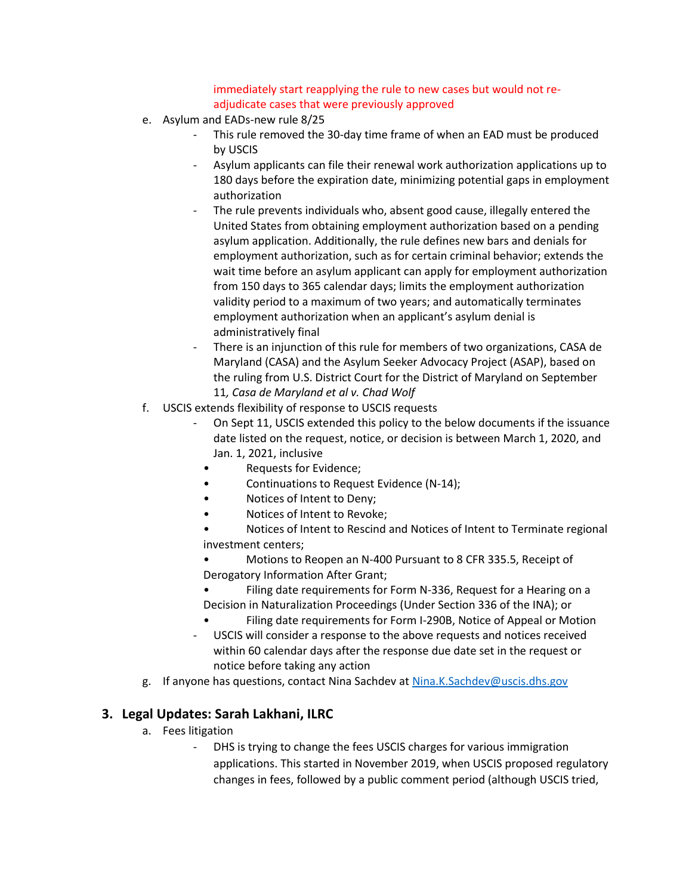immediately start reapplying the rule to new cases but would not re-adjudicate cases that were previously approved

e. Asylum and EADs-new rule 8/25
   - This rule removed the 30-day time frame of when an EAD must be produced by USCIS
   - Asylum applicants can file their renewal work authorization applications up to 180 days before the expiration date, minimizing potential gaps in employment authorization
   - The rule prevents individuals who, absent good cause, illegally entered the United States from obtaining employment authorization based on a pending asylum application. Additionally, the rule defines new bars and denials for employment authorization, such as for certain criminal behavior; extends the wait time before an asylum applicant can apply for employment authorization from 150 days to 365 calendar days; limits the employment authorization validity period to a maximum of two years; and automatically terminates employment authorization when an applicant's asylum denial is administratively final
   - There is an injunction of this rule for members of two organizations, CASA de Maryland (CASA) and the Asylum Seeker Advocacy Project (ASAP), based on the ruling from U.S. District Court for the District of Maryland on September 11*, Casa de Maryland et al v. Chad Wolf*

f. USCIS extends flexibility of response to USCIS requests
   - On Sept 11, USCIS extended this policy to the below documents if the issuance date listed on the request, notice, or decision is between March 1, 2020, and Jan. 1, 2021, inclusive
     - Requests for Evidence;
     - Continuations to Request Evidence (N-14);
     - Notices of Intent to Deny;
     - Notices of Intent to Revoke;
     - Notices of Intent to Rescind and Notices of Intent to Terminate regional investment centers;
     - Motions to Reopen an N-400 Pursuant to 8 CFR 335.5, Receipt of Derogatory Information After Grant;
     - Filing date requirements for Form N-336, Request for a Hearing on a Decision in Naturalization Proceedings (Under Section 336 of the INA); or
     - Filing date requirements for Form I-290B, Notice of Appeal or Motion
   - USCIS will consider a response to the above requests and notices received within 60 calendar days after the response due date set in the request or notice before taking any action

g. If anyone has questions, contact Nina Sachdev at [Nina.K.Sachdev@uscis.dhs.gov](mailto:Nina.K.Sachdev@uscis.dhs.gov)

## 3. Legal Updates: Sarah Lakhani, ILRC

a. Fees litigation
   - DHS is trying to change the fees USCIS charges for various immigration applications. This started in November 2019, when USCIS proposed regulatory changes in fees, followed by a public comment period (although USCIS tried,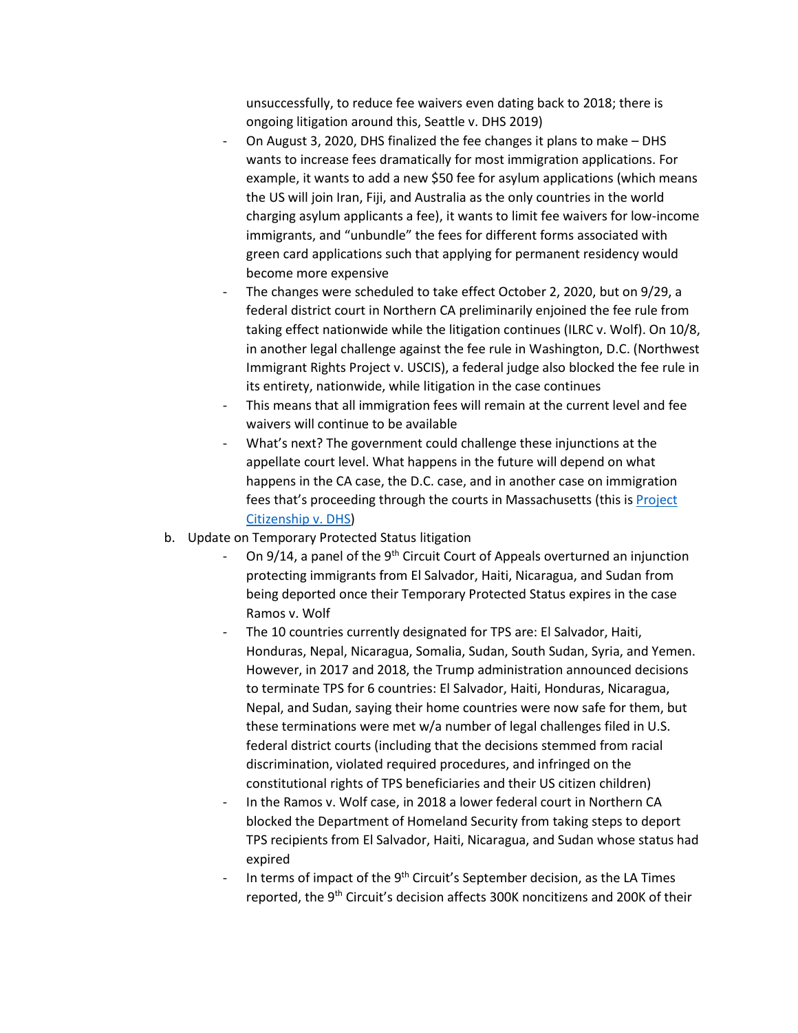unsuccessfully, to reduce fee waivers even dating back to 2018; there is ongoing litigation around this, Seattle v. DHS 2019)

- On August 3, 2020, DHS finalized the fee changes it plans to make – DHS wants to increase fees dramatically for most immigration applications. For example, it wants to add a new $50 fee for asylum applications (which means the US will join Iran, Fiji, and Australia as the only countries in the world charging asylum applicants a fee), it wants to limit fee waivers for low-income immigrants, and "unbundle" the fees for different forms associated with green card applications such that applying for permanent residency would become more expensive
- The changes were scheduled to take effect October 2, 2020, but on 9/29, a federal district court in Northern CA preliminarily enjoined the fee rule from taking effect nationwide while the litigation continues (ILRC v. Wolf). On 10/8, in another legal challenge against the fee rule in Washington, D.C. (Northwest Immigrant Rights Project v. USCIS), a federal judge also blocked the fee rule in its entirety, nationwide, while litigation in the case continues
- This means that all immigration fees will remain at the current level and fee waivers will continue to be available
- What's next? The government could challenge these injunctions at the appellate court level. What happens in the future will depend on what happens in the CA case, the D.C. case, and in another case on immigration fees that's proceeding through the courts in Massachusetts (this is [Project Citizenship v. DHS](#))

b. Update on Temporary Protected Status litigation

- On 9/14, a panel of the 9th Circuit Court of Appeals overturned an injunction protecting immigrants from El Salvador, Haiti, Nicaragua, and Sudan from being deported once their Temporary Protected Status expires in the case Ramos v. Wolf
- The 10 countries currently designated for TPS are: El Salvador, Haiti, Honduras, Nepal, Nicaragua, Somalia, Sudan, South Sudan, Syria, and Yemen. However, in 2017 and 2018, the Trump administration announced decisions to terminate TPS for 6 countries: El Salvador, Haiti, Honduras, Nicaragua, Nepal, and Sudan, saying their home countries were now safe for them, but these terminations were met w/a number of legal challenges filed in U.S. federal district courts (including that the decisions stemmed from racial discrimination, violated required procedures, and infringed on the constitutional rights of TPS beneficiaries and their US citizen children)
- In the Ramos v. Wolf case, in 2018 a lower federal court in Northern CA blocked the Department of Homeland Security from taking steps to deport TPS recipients from El Salvador, Haiti, Nicaragua, and Sudan whose status had expired
- In terms of impact of the 9th Circuit's September decision, as the LA Times reported, the 9th Circuit's decision affects 300K noncitizens and 200K of their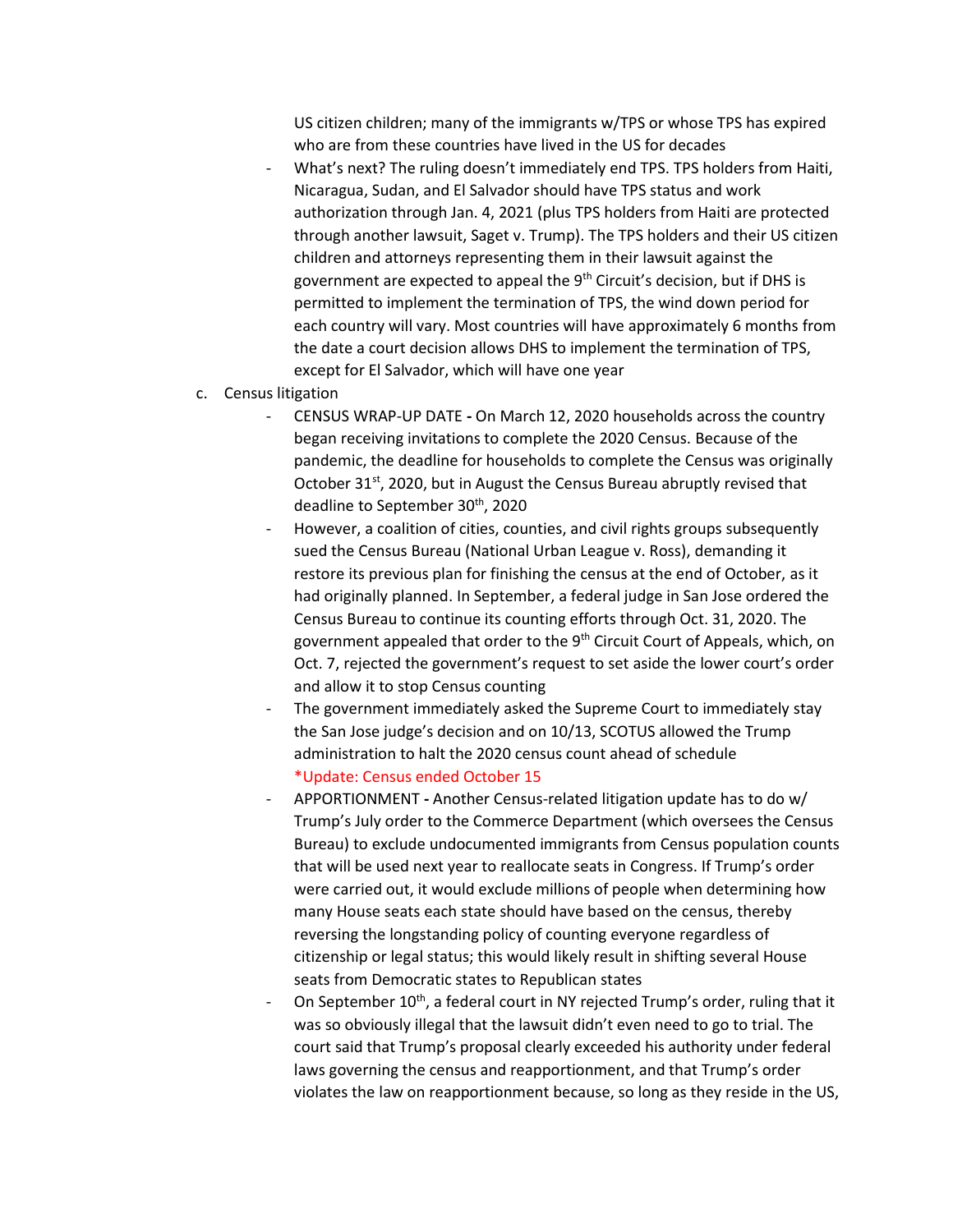US citizen children; many of the immigrants w/TPS or whose TPS has expired who are from these countries have lived in the US for decades

- What's next? The ruling doesn't immediately end TPS. TPS holders from Haiti, Nicaragua, Sudan, and El Salvador should have TPS status and work authorization through Jan. 4, 2021 (plus TPS holders from Haiti are protected through another lawsuit, Saget v. Trump). The TPS holders and their US citizen children and attorneys representing them in their lawsuit against the government are expected to appeal the 9th Circuit's decision, but if DHS is permitted to implement the termination of TPS, the wind down period for each country will vary. Most countries will have approximately 6 months from the date a court decision allows DHS to implement the termination of TPS, except for El Salvador, which will have one year

c. Census litigation

- CENSUS WRAP-UP DATE **-** On March 12, 2020 households across the country began receiving invitations to complete the 2020 Census. Because of the pandemic, the deadline for households to complete the Census was originally October 31st, 2020, but in August the Census Bureau abruptly revised that deadline to September 30th, 2020
- However, a coalition of cities, counties, and civil rights groups subsequently sued the Census Bureau (National Urban League v. Ross), demanding it restore its previous plan for finishing the census at the end of October, as it had originally planned. In September, a federal judge in San Jose ordered the Census Bureau to continue its counting efforts through Oct. 31, 2020. The government appealed that order to the 9th Circuit Court of Appeals, which, on Oct. 7, rejected the government's request to set aside the lower court's order and allow it to stop Census counting
- The government immediately asked the Supreme Court to immediately stay the San Jose judge's decision and on 10/13, SCOTUS allowed the Trump administration to halt the 2020 census count ahead of schedule
  *Update: Census ended October 15
- APPORTIONMENT **-** Another Census-related litigation update has to do w/ Trump's July order to the Commerce Department (which oversees the Census Bureau) to exclude undocumented immigrants from Census population counts that will be used next year to reallocate seats in Congress. If Trump's order were carried out, it would exclude millions of people when determining how many House seats each state should have based on the census, thereby reversing the longstanding policy of counting everyone regardless of citizenship or legal status; this would likely result in shifting several House seats from Democratic states to Republican states
- On September 10th, a federal court in NY rejected Trump's order, ruling that it was so obviously illegal that the lawsuit didn't even need to go to trial. The court said that Trump's proposal clearly exceeded his authority under federal laws governing the census and reapportionment, and that Trump's order violates the law on reapportionment because, so long as they reside in the US,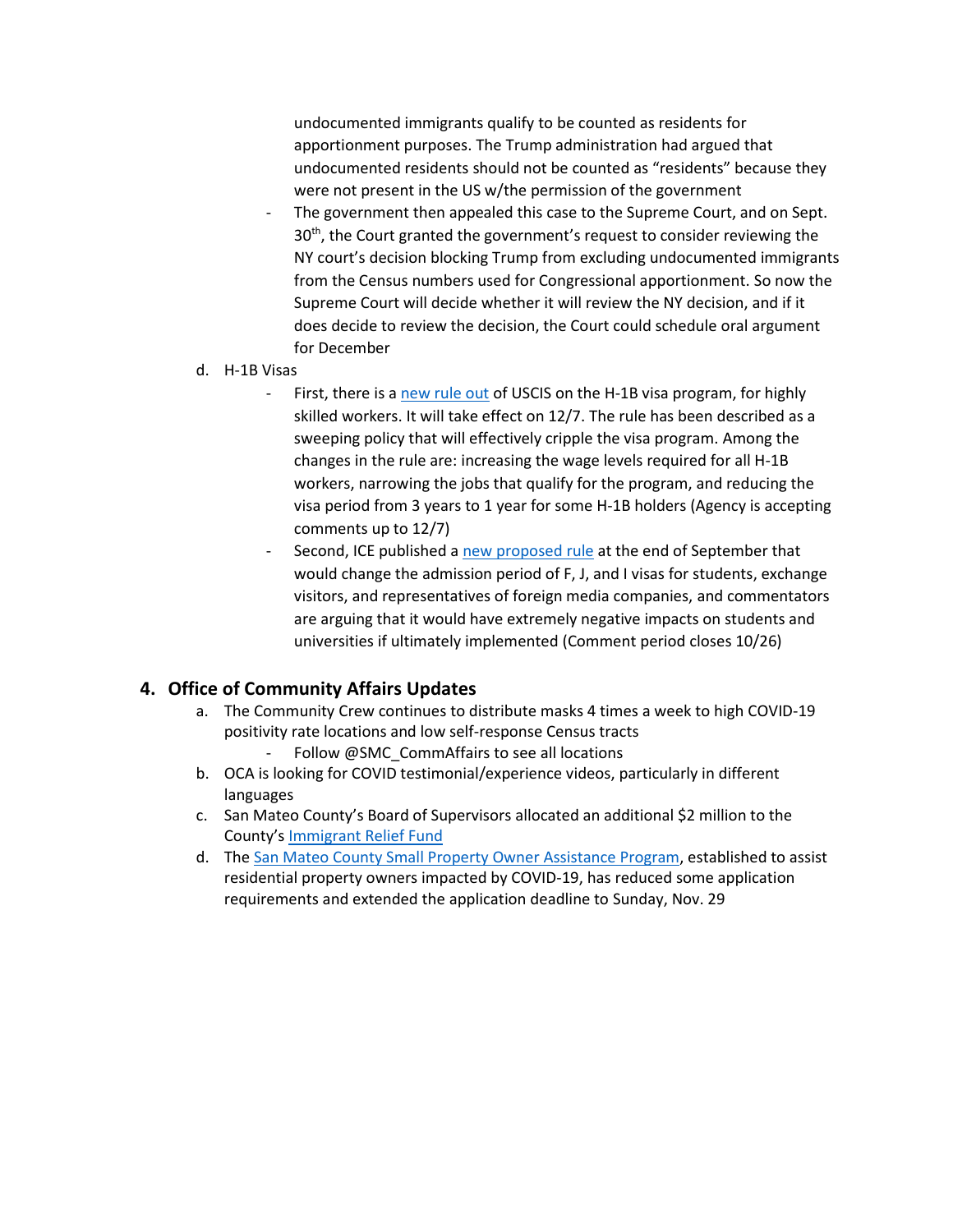undocumented immigrants qualify to be counted as residents for apportionment purposes. The Trump administration had argued that undocumented residents should not be counted as "residents" because they were not present in the US w/the permission of the government

- The government then appealed this case to the Supreme Court, and on Sept. 30th, the Court granted the government's request to consider reviewing the NY court's decision blocking Trump from excluding undocumented immigrants from the Census numbers used for Congressional apportionment. So now the Supreme Court will decide whether it will review the NY decision, and if it does decide to review the decision, the Court could schedule oral argument for December

d. H-1B Visas
   - First, there is a new rule out of USCIS on the H-1B visa program, for highly skilled workers. It will take effect on 12/7. The rule has been described as a sweeping policy that will effectively cripple the visa program. Among the changes in the rule are: increasing the wage levels required for all H-1B workers, narrowing the jobs that qualify for the program, and reducing the visa period from 3 years to 1 year for some H-1B holders (Agency is accepting comments up to 12/7)
   - Second, ICE published a new proposed rule at the end of September that would change the admission period of F, J, and I visas for students, exchange visitors, and representatives of foreign media companies, and commentators are arguing that it would have extremely negative impacts on students and universities if ultimately implemented (Comment period closes 10/26)

## 4. Office of Community Affairs Updates

a. The Community Crew continues to distribute masks 4 times a week to high COVID-19 positivity rate locations and low self-response Census tracts
   - Follow @SMC_CommAffairs to see all locations

b. OCA is looking for COVID testimonial/experience videos, particularly in different languages

c. San Mateo County's Board of Supervisors allocated an additional $2 million to the County's Immigrant Relief Fund

d. The San Mateo County Small Property Owner Assistance Program, established to assist residential property owners impacted by COVID-19, has reduced some application requirements and extended the application deadline to Sunday, Nov. 29